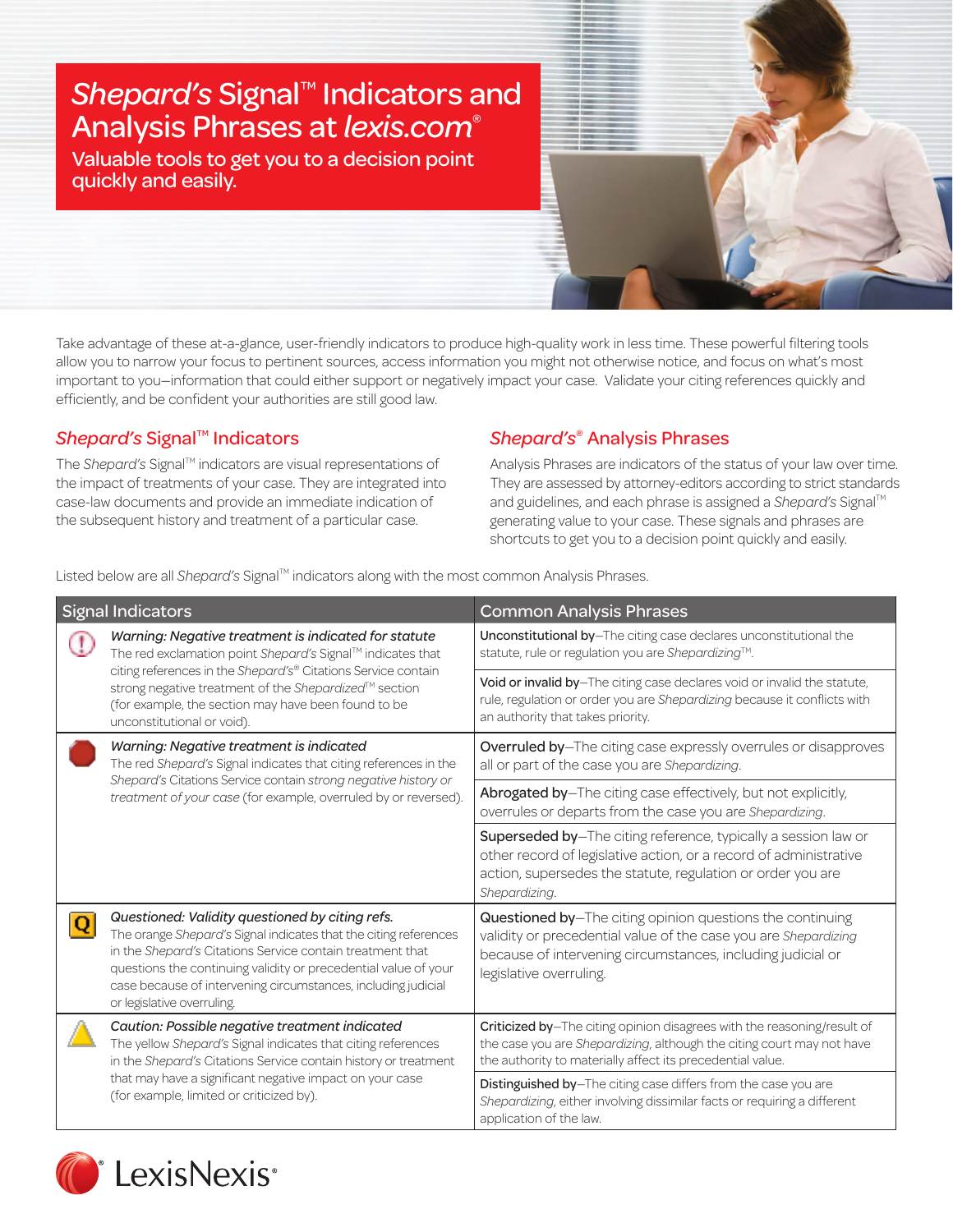# *Shepard's* Signal™ Indicators and Analysis Phrases at *lexis.com*®

Valuable tools to get you to a decision point quickly and easily.

Take advantage of these at-a-glance, user-friendly indicators to produce high-quality work in less time. These powerful filtering tools allow you to narrow your focus to pertinent sources, access information you might not otherwise notice, and focus on what's most important to you—information that could either support or negatively impact your case. Validate your citing references quickly and efficiently, and be confident your authorities are still good law.

## *Shepard's* Signal™ Indicators

The *Shepard's* Signal™ indicators are visual representations of the impact of treatments of your case. They are integrated into case-law documents and provide an immediate indication of the subsequent history and treatment of a particular case.

## *Shepard's*® Analysis Phrases

Analysis Phrases are indicators of the status of your law over time. They are assessed by attorney-editors according to strict standards and guidelines, and each phrase is assigned a *Shepard's* Signal™ generating value to your case. These signals and phrases are shortcuts to get you to a decision point quickly and easily.

Listed below are all *Shepard's* Signal™ indicators along with the most common Analysis Phrases.

| Signal Indicators | | Common Analysis Phrases |
|---|---|---|
| (!) | *Warning: Negative treatment is indicated for statute* The red exclamation point *Shepard's* Signal™ indicates that citing references in the *Shepard's*® Citations Service contain strong negative treatment of the *Shepardized*™ section (for example, the section may have been found to be unconstitutional or void). | **Unconstitutional by**—The citing case declares unconstitutional the statute, rule or regulation you are *Shepardizing*™. |
| | | **Void or invalid by**—The citing case declares void or invalid the statute, rule, regulation or order you are *Shepardizing* because it conflicts with an authority that takes priority. |
| (red stop sign) | *Warning: Negative treatment is indicated* The red *Shepard's* Signal indicates that citing references in the *Shepard's* Citations Service contain *strong negative history or treatment of your case* (for example, overruled by or reversed). | **Overruled by**—The citing case expressly overrules or disapproves all or part of the case you are *Shepardizing*. |
| | | **Abrogated by**—The citing case effectively, but not explicitly, overrules or departs from the case you are *Shepardizing*. |
| | | **Superseded by**—The citing reference, typically a session law or other record of legislative action, or a record of administrative action, supersedes the statute, regulation or order you are *Shepardizing*. |
| Q | *Questioned: Validity questioned by citing refs.* The orange *Shepard's* Signal indicates that the citing references in the *Shepard's* Citations Service contain treatment that questions the continuing validity or precedential value of your case because of intervening circumstances, including judicial or legislative overruling. | **Questioned by**—The citing opinion questions the continuing validity or precedential value of the case you are *Shepardizing* because of intervening circumstances, including judicial or legislative overruling. |
| (yellow triangle) | *Caution: Possible negative treatment indicated* The yellow *Shepard's* Signal indicates that citing references in the *Shepard's* Citations Service contain history or treatment that may have a significant negative impact on your case (for example, limited or criticized by). | **Criticized by**—The citing opinion disagrees with the reasoning/result of the case you are *Shepardizing*, although the citing court may not have the authority to materially affect its precedential value. |
| | | **Distinguished by**—The citing case differs from the case you are *Shepardizing*, either involving dissimilar facts or requiring a different application of the law. |

LexisNexis®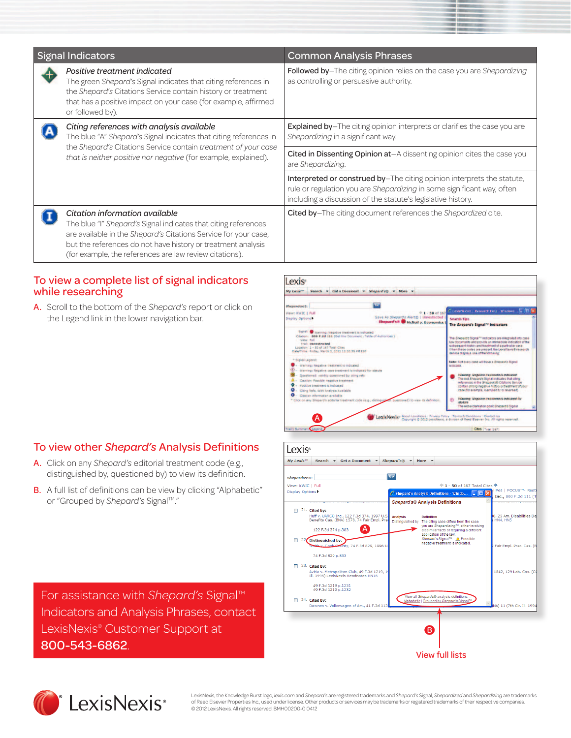| Signal Indicators | | Common Analysis Phrases |
|---|---|---|
| | ***Positive treatment indicated*** The green *Shepard's* Signal indicates that citing references in the *Shepard's* Citations Service contain history or treatment that has a positive impact on your case (for example, affirmed or followed by). | **Followed by**–The citing opinion relies on the case you are *Shepardizing* as controlling or persuasive authority. |
| | ***Citing references with analysis available*** The blue "A" *Shepard's* Signal indicates that citing references in the *Shepard's* Citations Service contain *treatment of your case that is neither positive nor negative* (for example, explained). | **Explained by**–The citing opinion interprets or clarifies the case you are *Shepardizing* in a significant way. **Cited in Dissenting Opinion at**–A dissenting opinion cites the case you are *Shepardizing*. **Interpreted or construed by**–The citing opinion interprets the statute, rule or regulation you are *Shepardizing* in some significant way, often including a discussion of the statute's legislative history. |
| | ***Citation information available*** The blue "I" *Shepard's* Signal indicates that citing references are available in the *Shepard's* Citations Service for your case, but the references do not have history or treatment analysis (for example, the references are law review citations). | **Cited by**–The citing document references the *Shepardized* cite. |

## To view a complete list of signal indicators while researching

A. Scroll to the bottom of the *Shepard's* report or click on the Legend link in the lower navigation bar.

## To view other *Shepard's* Analysis Definitions

A. Click on any *Shepard's* editorial treatment code (e.g., distinguished by, questioned by) to view its definition.

B. A full list of definitions can be view by clicking "Alphabetic" or "Grouped by *Shepard's* Signal™."

View full lists

For assistance with *Shepard's* Signal™ Indicators and Analysis Phrases, contact LexisNexis® Customer Support at **800-543-6862**.

LexisNexis, the Knowledge Burst logo, *lexis.com* and *Shepard's* are registered trademarks and *Shepard's* Signal, *Shepardized* and *Shepardizing* are trademarks of Reed Elsevier Properties Inc., used under license. Other products or services may be trademarks or registered trademarks of their respective companies.
© 2012 LexisNexis. All rights reserved. BMH00200-0 0412